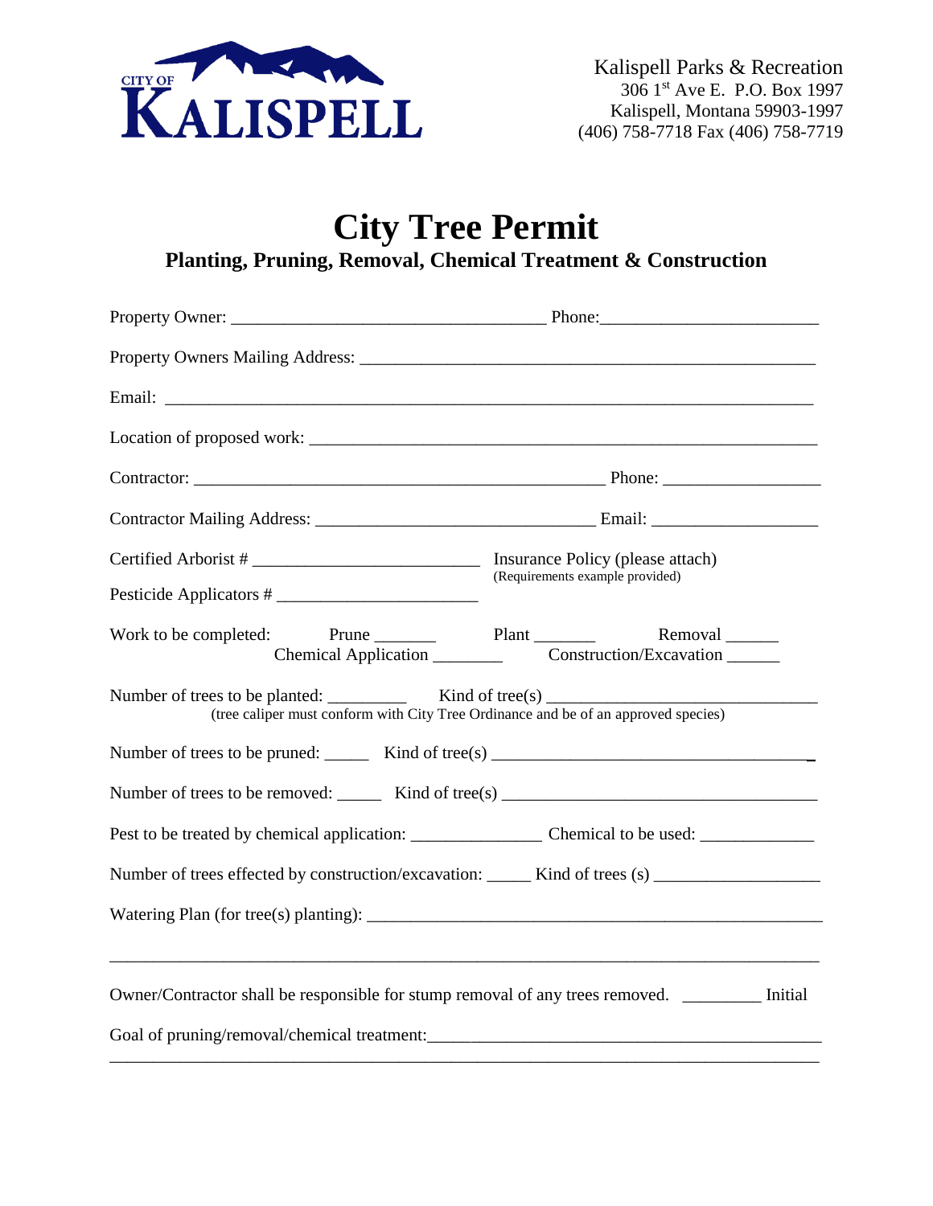CITY OF KALISPELL

Kalispell Parks & Recreation
306 1st Ave E. P.O. Box 1997
Kalispell, Montana 59903-1997
(406) 758-7718 Fax (406) 758-7719

# City Tree Permit

## Planting, Pruning, Removal, Chemical Treatment & Construction

Property Owner: ___________________________________ Phone:________________________

Property Owners Mailing Address: ___________________________________________________

Email: ________________________________________________________________________

Location of proposed work: _________________________________________________________

Contractor: ______________________________________________ Phone: _________________

Contractor Mailing Address: _____________________________ Email: __________________

Certified Arborist # ________________________ Insurance Policy (please attach)
(Requirements example provided)

Pesticide Applicators # ______________________

Work to be completed: Prune _______ Plant _______ Removal ______
Chemical Application ________ Construction/Excavation ______

Number of trees to be planted: _________ Kind of tree(s) _____________________________
(tree caliper must conform with City Tree Ordinance and be of an approved species)

Number of trees to be pruned: _____ Kind of tree(s) ____________________________________

Number of trees to be removed: _____ Kind of tree(s) ___________________________________

Pest to be treated by chemical application: _______________ Chemical to be used: _____________

Number of trees effected by construction/excavation: _____ Kind of trees (s) __________________

Watering Plan (for tree(s) planting): ____________________________________________________

________________________________________________________________________________

Owner/Contractor shall be responsible for stump removal of any trees removed. _________ Initial

Goal of pruning/removal/chemical treatment:____________________________________________

________________________________________________________________________________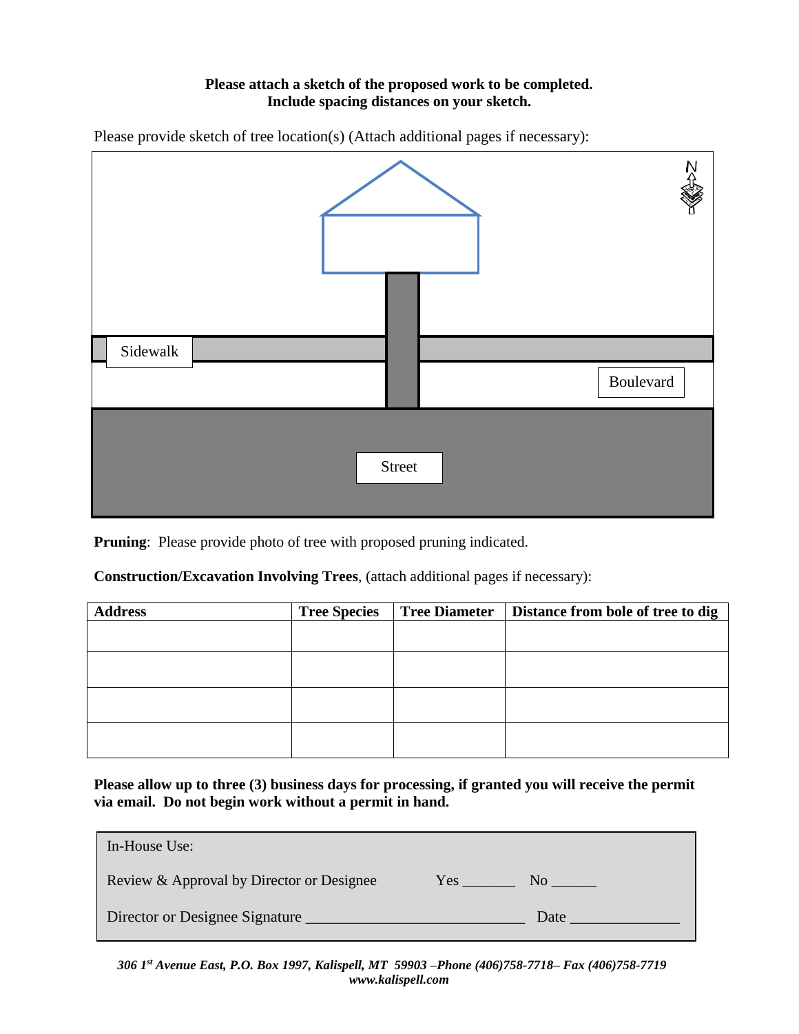**Please attach a sketch of the proposed work to be completed.**
**Include spacing distances on your sketch.**

Please provide sketch of tree location(s) (Attach additional pages if necessary):

N

Sidewalk

Boulevard

Street

**Pruning**: Please provide photo of tree with proposed pruning indicated.

**Construction/Excavation Involving Trees**, (attach additional pages if necessary):

| Address | Tree Species | Tree Diameter | Distance from bole of tree to dig |
|---|---|---|---|
| | | | |
| | | | |
| | | | |
| | | | |

**Please allow up to three (3) business days for processing, if granted you will receive the permit via email. Do not begin work without a permit in hand.**

In-House Use:

Review & Approval by Director or Designee Yes _______ No ______

Director or Designee Signature ___________________________ Date ______________

***306 1st Avenue East, P.O. Box 1997, Kalispell, MT 59903 –Phone (406)758-7718– Fax (406)758-7719***
***www.kalispell.com***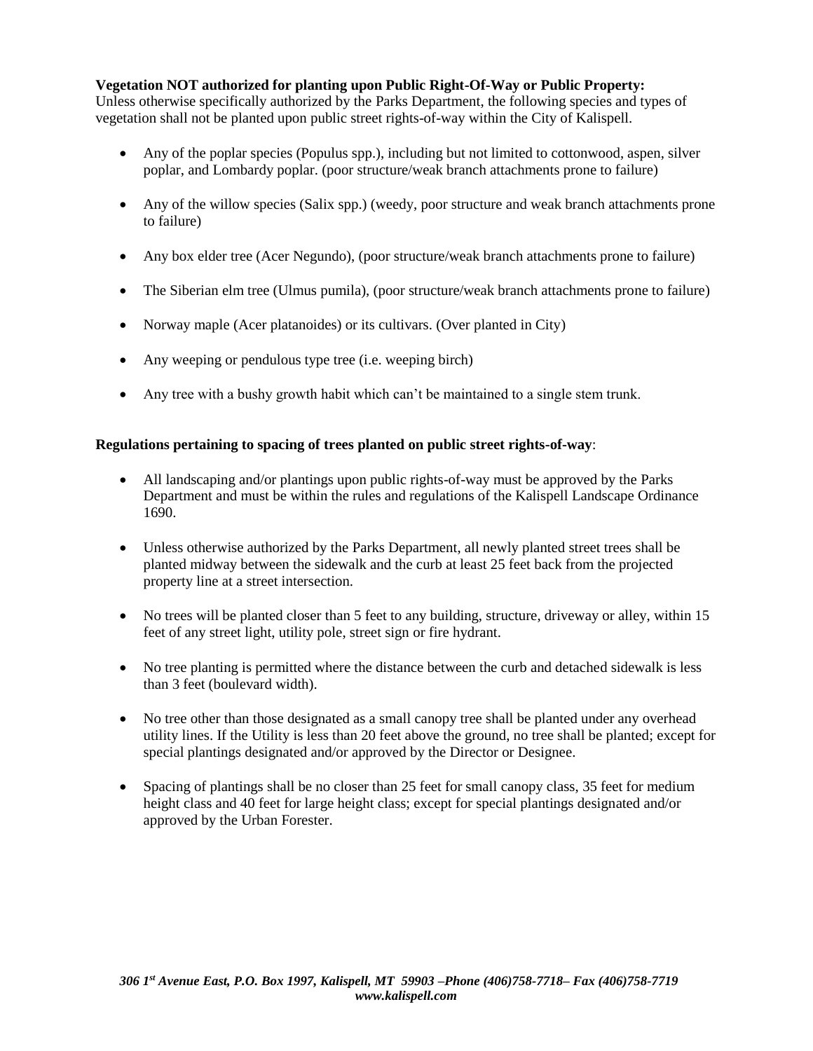**Vegetation NOT authorized for planting upon Public Right-Of-Way or Public Property:**
Unless otherwise specifically authorized by the Parks Department, the following species and types of vegetation shall not be planted upon public street rights-of-way within the City of Kalispell.

- Any of the poplar species (Populus spp.), including but not limited to cottonwood, aspen, silver poplar, and Lombardy poplar. (poor structure/weak branch attachments prone to failure)
- Any of the willow species (Salix spp.) (weedy, poor structure and weak branch attachments prone to failure)
- Any box elder tree (Acer Negundo), (poor structure/weak branch attachments prone to failure)
- The Siberian elm tree (Ulmus pumila), (poor structure/weak branch attachments prone to failure)
- Norway maple (Acer platanoides) or its cultivars. (Over planted in City)
- Any weeping or pendulous type tree (i.e. weeping birch)
- Any tree with a bushy growth habit which can't be maintained to a single stem trunk.

**Regulations pertaining to spacing of trees planted on public street rights-of-way**:

- All landscaping and/or plantings upon public rights-of-way must be approved by the Parks Department and must be within the rules and regulations of the Kalispell Landscape Ordinance 1690.
- Unless otherwise authorized by the Parks Department, all newly planted street trees shall be planted midway between the sidewalk and the curb at least 25 feet back from the projected property line at a street intersection.
- No trees will be planted closer than 5 feet to any building, structure, driveway or alley, within 15 feet of any street light, utility pole, street sign or fire hydrant.
- No tree planting is permitted where the distance between the curb and detached sidewalk is less than 3 feet (boulevard width).
- No tree other than those designated as a small canopy tree shall be planted under any overhead utility lines. If the Utility is less than 20 feet above the ground, no tree shall be planted; except for special plantings designated and/or approved by the Director or Designee.
- Spacing of plantings shall be no closer than 25 feet for small canopy class, 35 feet for medium height class and 40 feet for large height class; except for special plantings designated and/or approved by the Urban Forester.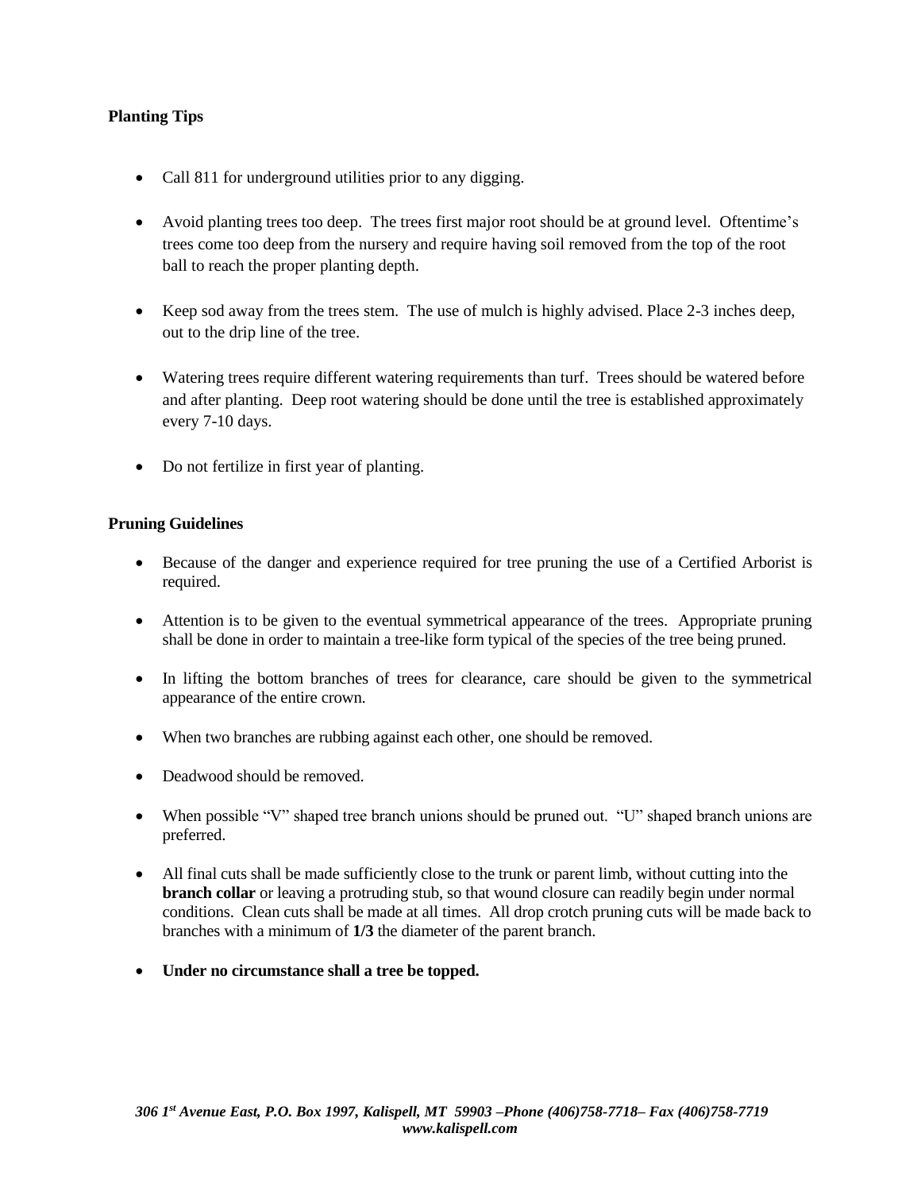**Planting Tips**

- Call 811 for underground utilities prior to any digging.
- Avoid planting trees too deep. The trees first major root should be at ground level. Oftentime's trees come too deep from the nursery and require having soil removed from the top of the root ball to reach the proper planting depth.
- Keep sod away from the trees stem. The use of mulch is highly advised. Place 2-3 inches deep, out to the drip line of the tree.
- Watering trees require different watering requirements than turf. Trees should be watered before and after planting. Deep root watering should be done until the tree is established approximately every 7-10 days.
- Do not fertilize in first year of planting.

**Pruning Guidelines**

- Because of the danger and experience required for tree pruning the use of a Certified Arborist is required.
- Attention is to be given to the eventual symmetrical appearance of the trees. Appropriate pruning shall be done in order to maintain a tree-like form typical of the species of the tree being pruned.
- In lifting the bottom branches of trees for clearance, care should be given to the symmetrical appearance of the entire crown.
- When two branches are rubbing against each other, one should be removed.
- Deadwood should be removed.
- When possible "V" shaped tree branch unions should be pruned out. "U" shaped branch unions are preferred.
- All final cuts shall be made sufficiently close to the trunk or parent limb, without cutting into the **branch collar** or leaving a protruding stub, so that wound closure can readily begin under normal conditions. Clean cuts shall be made at all times. All drop crotch pruning cuts will be made back to branches with a minimum of **1/3** the diameter of the parent branch.
- **Under no circumstance shall a tree be topped.**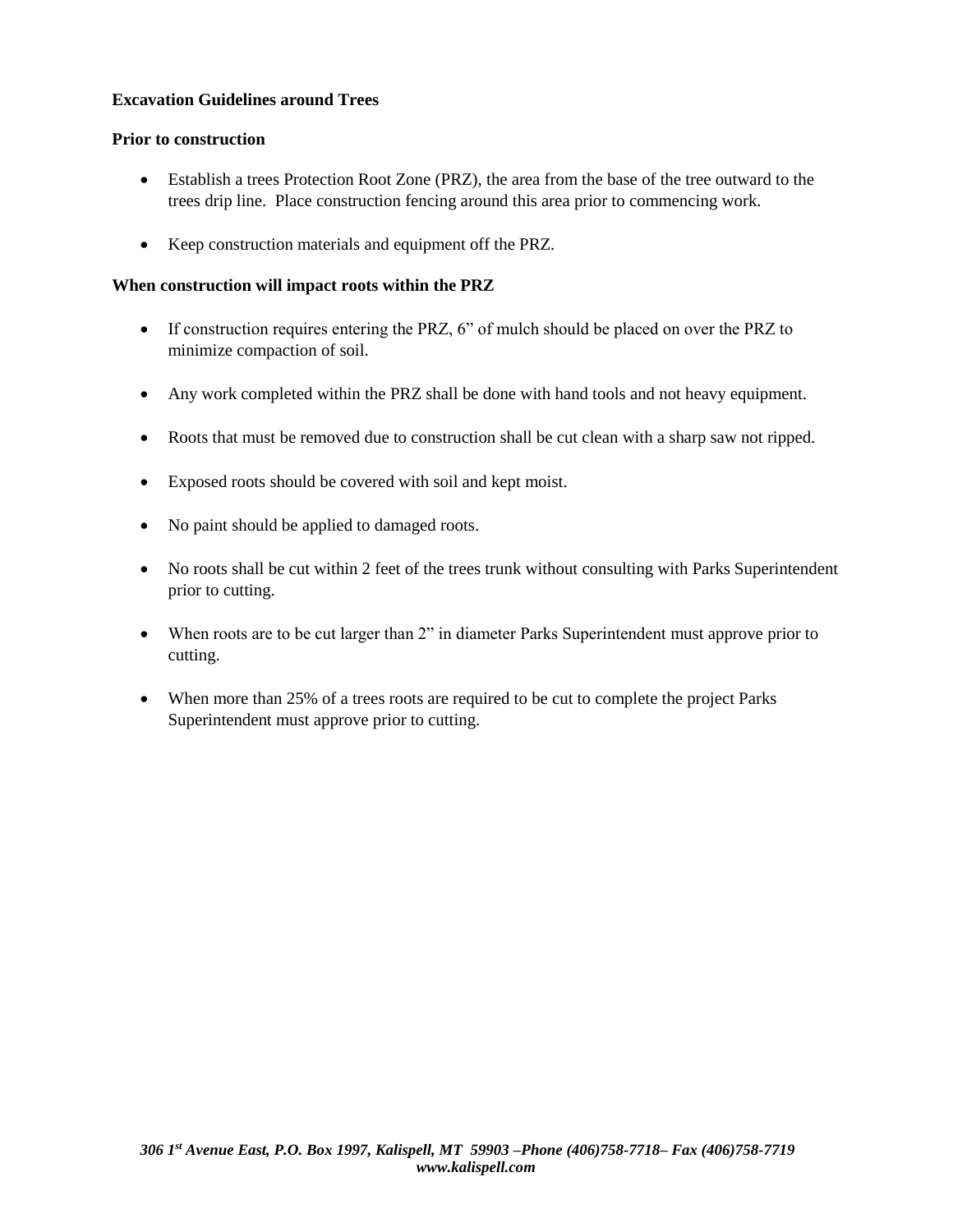**Excavation Guidelines around Trees**

**Prior to construction**

- Establish a trees Protection Root Zone (PRZ), the area from the base of the tree outward to the trees drip line. Place construction fencing around this area prior to commencing work.
- Keep construction materials and equipment off the PRZ.

**When construction will impact roots within the PRZ**

- If construction requires entering the PRZ, 6” of mulch should be placed on over the PRZ to minimize compaction of soil.
- Any work completed within the PRZ shall be done with hand tools and not heavy equipment.
- Roots that must be removed due to construction shall be cut clean with a sharp saw not ripped.
- Exposed roots should be covered with soil and kept moist.
- No paint should be applied to damaged roots.
- No roots shall be cut within 2 feet of the trees trunk without consulting with Parks Superintendent prior to cutting.
- When roots are to be cut larger than 2” in diameter Parks Superintendent must approve prior to cutting.
- When more than 25% of a trees roots are required to be cut to complete the project Parks Superintendent must approve prior to cutting.